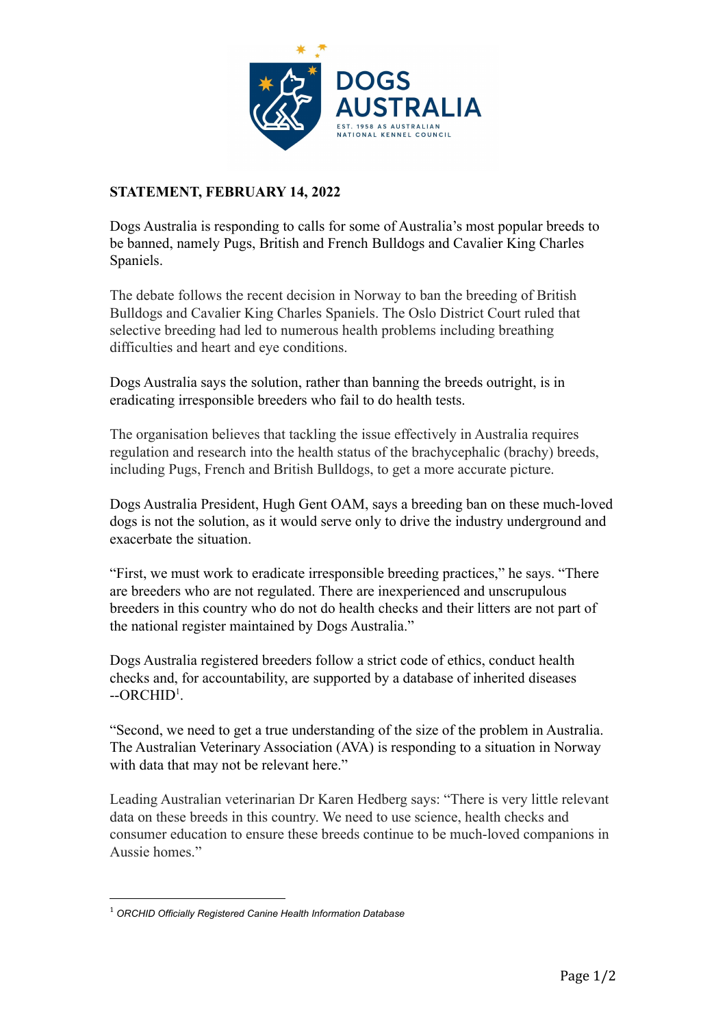**STATEMENT, FEBRUARY 14, 2022**

Dogs Australia is responding to calls for some of Australia's most popular breeds to be banned, namely Pugs, British and French Bulldogs and Cavalier King Charles Spaniels.

The debate follows the recent decision in Norway to ban the breeding of British Bulldogs and Cavalier King Charles Spaniels. The Oslo District Court ruled that selective breeding had led to numerous health problems including breathing difficulties and heart and eye conditions.

Dogs Australia says the solution, rather than banning the breeds outright, is in eradicating irresponsible breeders who fail to do health tests.

The organisation believes that tackling the issue effectively in Australia requires regulation and research into the health status of the brachycephalic (brachy) breeds, including Pugs, French and British Bulldogs, to get a more accurate picture.

Dogs Australia President, Hugh Gent OAM, says a breeding ban on these much-loved dogs is not the solution, as it would serve only to drive the industry underground and exacerbate the situation.

"First, we must work to eradicate irresponsible breeding practices," he says. "There are breeders who are not regulated. There are inexperienced and unscrupulous breeders in this country who do not do health checks and their litters are not part of the national register maintained by Dogs Australia."

Dogs Australia registered breeders follow a strict code of ethics, conduct health checks and, for accountability, are supported by a database of inherited diseases --ORCHID[1].

"Second, we need to get a true understanding of the size of the problem in Australia. The Australian Veterinary Association (AVA) is responding to a situation in Norway with data that may not be relevant here."

Leading Australian veterinarian Dr Karen Hedberg says: "There is very little relevant data on these breeds in this country. We need to use science, health checks and consumer education to ensure these breeds continue to be much-loved companions in Aussie homes."

---

[1] *ORCHID Officially Registered Canine Health Information Database*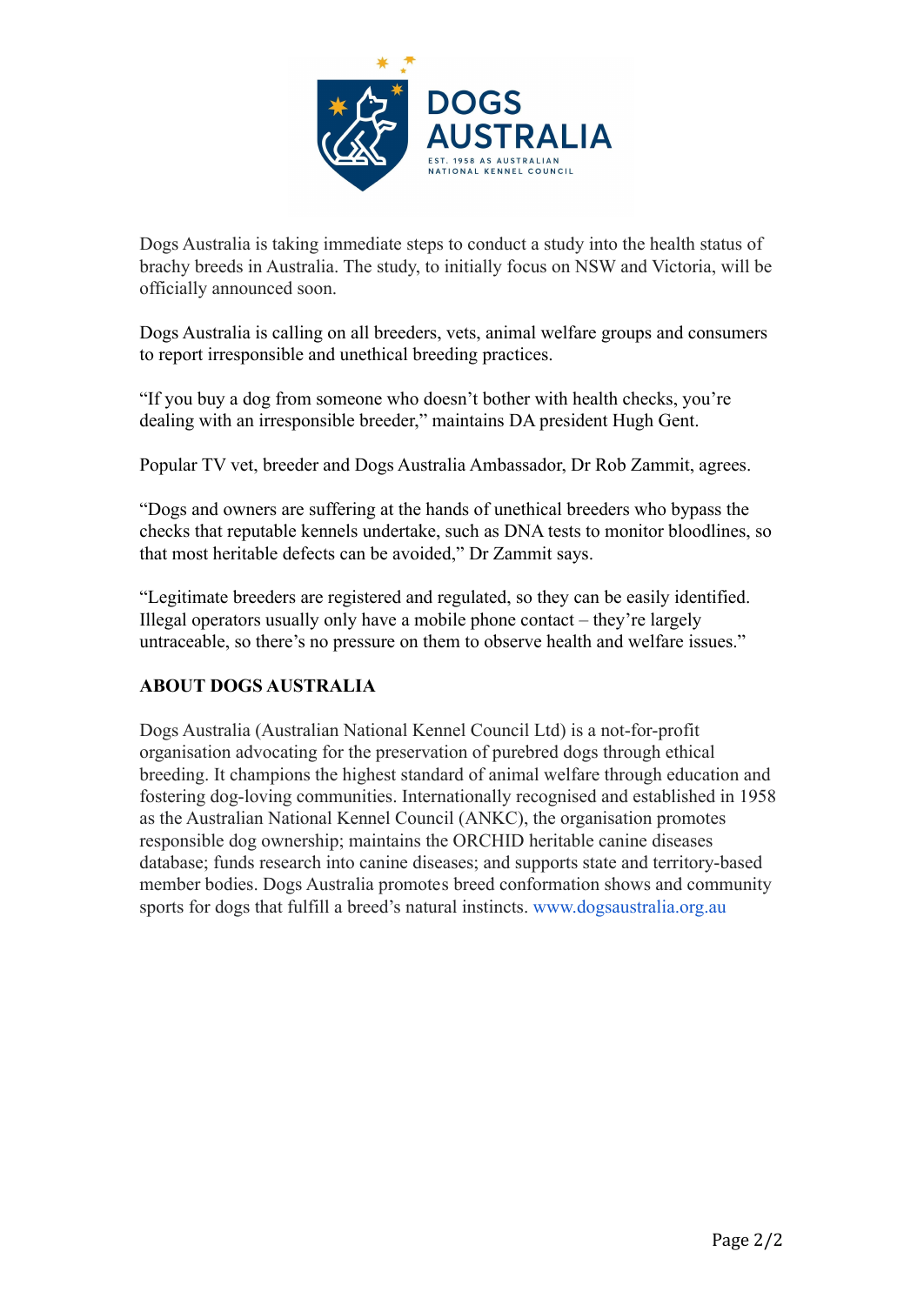Dogs Australia is taking immediate steps to conduct a study into the health status of brachy breeds in Australia. The study, to initially focus on NSW and Victoria, will be officially announced soon.

Dogs Australia is calling on all breeders, vets, animal welfare groups and consumers to report irresponsible and unethical breeding practices.

"If you buy a dog from someone who doesn't bother with health checks, you're dealing with an irresponsible breeder," maintains DA president Hugh Gent.

Popular TV vet, breeder and Dogs Australia Ambassador, Dr Rob Zammit, agrees.

"Dogs and owners are suffering at the hands of unethical breeders who bypass the checks that reputable kennels undertake, such as DNA tests to monitor bloodlines, so that most heritable defects can be avoided," Dr Zammit says.

"Legitimate breeders are registered and regulated, so they can be easily identified. Illegal operators usually only have a mobile phone contact – they're largely untraceable, so there's no pressure on them to observe health and welfare issues."

**ABOUT DOGS AUSTRALIA**

Dogs Australia (Australian National Kennel Council Ltd) is a not-for-profit organisation advocating for the preservation of purebred dogs through ethical breeding. It champions the highest standard of animal welfare through education and fostering dog-loving communities. Internationally recognised and established in 1958 as the Australian National Kennel Council (ANKC), the organisation promotes responsible dog ownership; maintains the ORCHID heritable canine diseases database; funds research into canine diseases; and supports state and territory-based member bodies. Dogs Australia promotes breed conformation shows and community sports for dogs that fulfill a breed's natural instincts. www.dogsaustralia.org.au